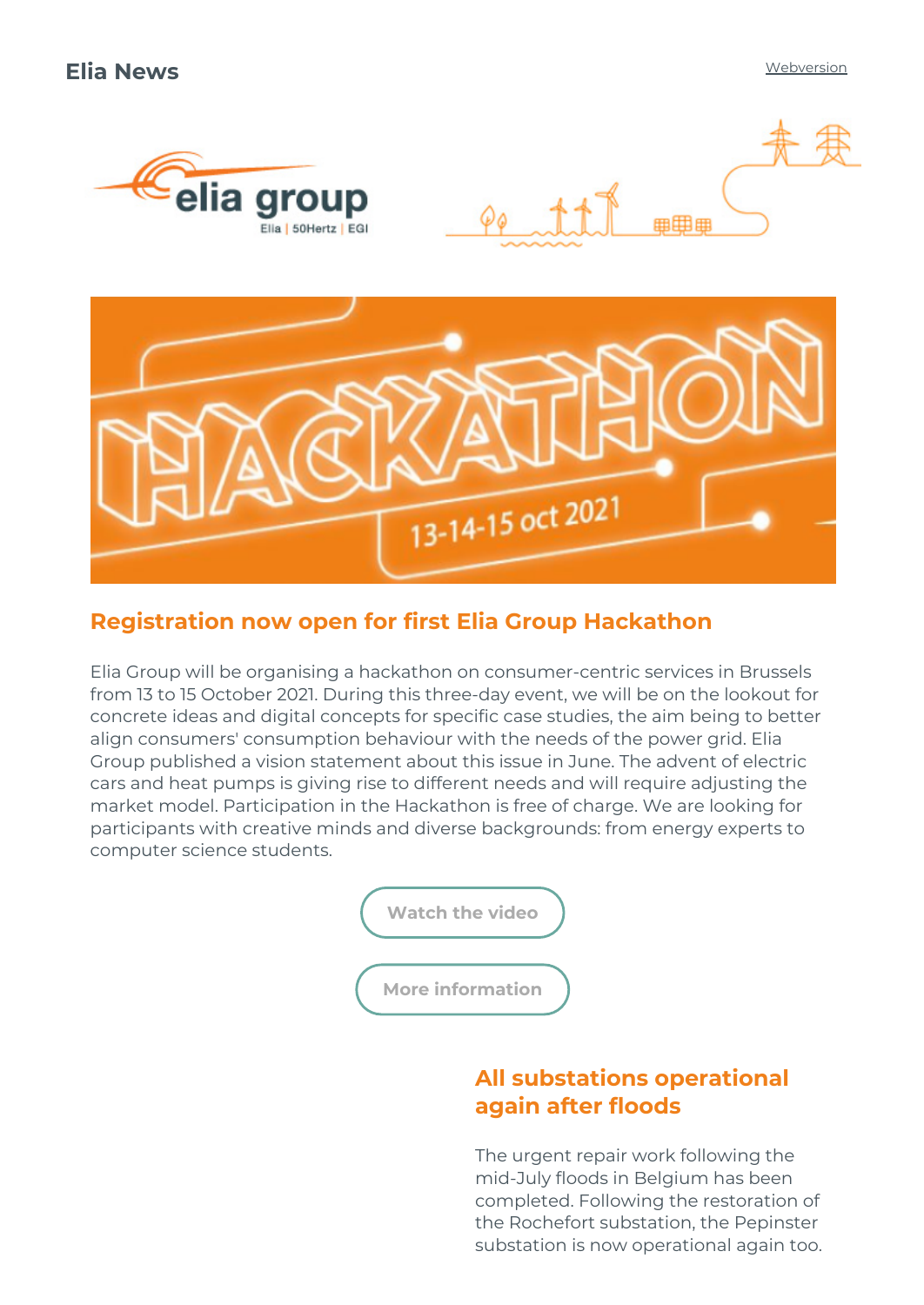Elia News

Webversion

## Registration now open for first Elia Group Hackathon

Elia Group will be organising a hackathon on consumer-centric services in Brussels from 13 to 15 October 2021. During this three-day event, we will be on the lookout for concrete ideas and digital concepts for specific case studies, the aim being to better align consumers' consumption behaviour with the needs of the power grid. Elia Group published a vision statement about this issue in June. The advent of electric cars and heat pumps is giving rise to different needs and will require adjusting the market model. Participation in the Hackathon is free of charge. We are looking for participants with creative minds and diverse backgrounds: from energy experts to computer science students.

Watch the video

More information

## All substations operational again after floods

The urgent repair work following the mid-July floods in Belgium has been completed. Following the restoration of the Rochefort substation, the Pepinster substation is now operational again too.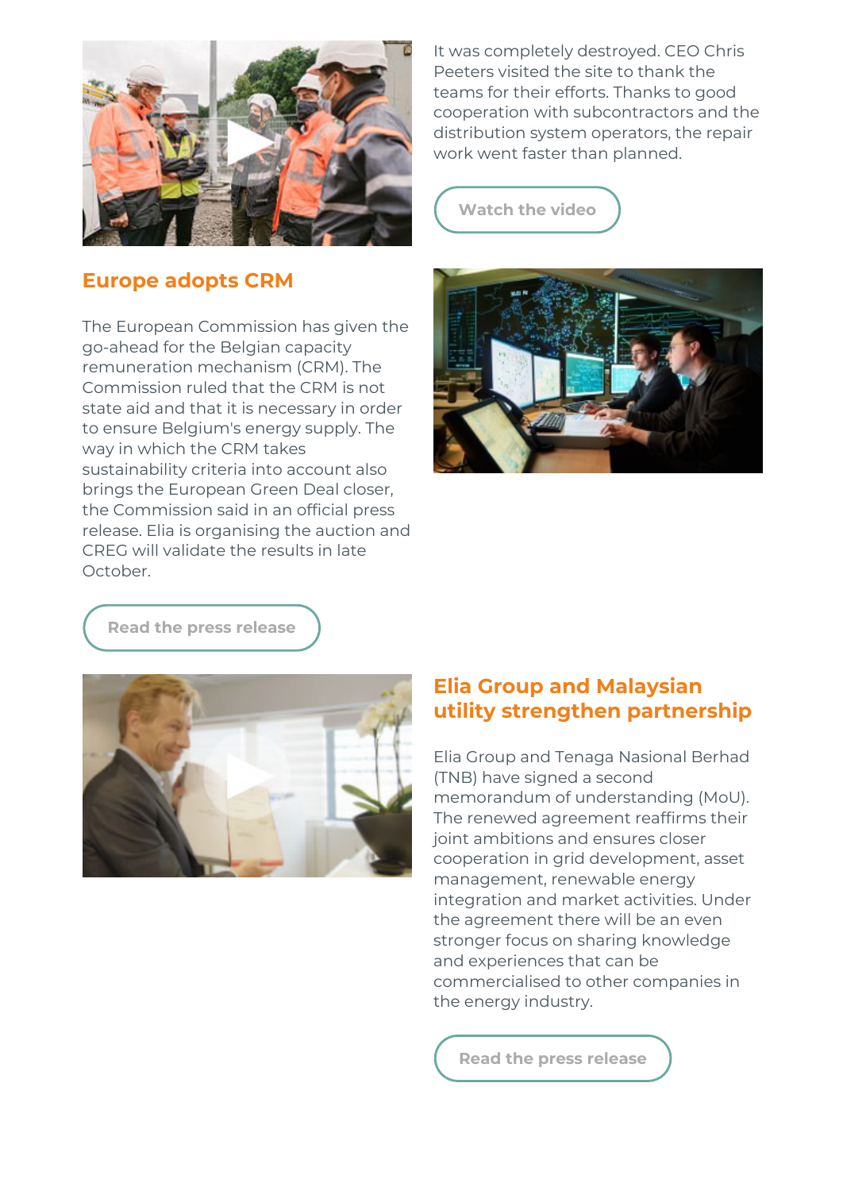It was completely destroyed. CEO Chris Peeters visited the site to thank the teams for their efforts. Thanks to good cooperation with subcontractors and the distribution system operators, the repair work went faster than planned.

Watch the video

## Europe adopts CRM

The European Commission has given the go-ahead for the Belgian capacity remuneration mechanism (CRM). The Commission ruled that the CRM is not state aid and that it is necessary in order to ensure Belgium's energy supply. The way in which the CRM takes sustainability criteria into account also brings the European Green Deal closer, the Commission said in an official press release. Elia is organising the auction and CREG will validate the results in late October.

Read the press release

## Elia Group and Malaysian utility strengthen partnership

Elia Group and Tenaga Nasional Berhad (TNB) have signed a second memorandum of understanding (MoU). The renewed agreement reaffirms their joint ambitions and ensures closer cooperation in grid development, asset management, renewable energy integration and market activities. Under the agreement there will be an even stronger focus on sharing knowledge and experiences that can be commercialised to other companies in the energy industry.

Read the press release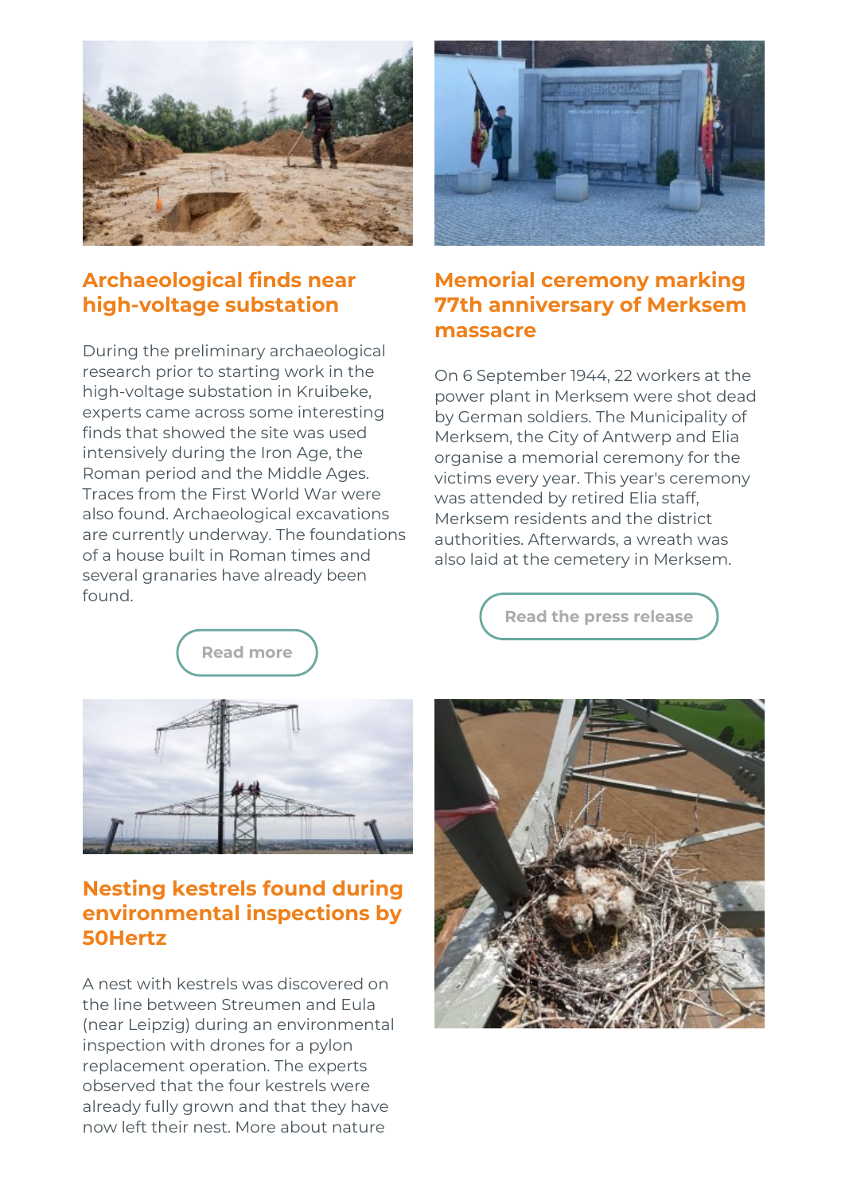## Archaeological finds near high-voltage substation

During the preliminary archaeological research prior to starting work in the high-voltage substation in Kruibeke, experts came across some interesting finds that showed the site was used intensively during the Iron Age, the Roman period and the Middle Ages. Traces from the First World War were also found. Archaeological excavations are currently underway. The foundations of a house built in Roman times and several granaries have already been found.

Read more

## Memorial ceremony marking 77th anniversary of Merksem massacre

On 6 September 1944, 22 workers at the power plant in Merksem were shot dead by German soldiers. The Municipality of Merksem, the City of Antwerp and Elia organise a memorial ceremony for the victims every year. This year's ceremony was attended by retired Elia staff, Merksem residents and the district authorities. Afterwards, a wreath was also laid at the cemetery in Merksem.

Read the press release

## Nesting kestrels found during environmental inspections by 50Hertz

A nest with kestrels was discovered on the line between Streumen and Eula (near Leipzig) during an environmental inspection with drones for a pylon replacement operation. The experts observed that the four kestrels were already fully grown and that they have now left their nest. More about nature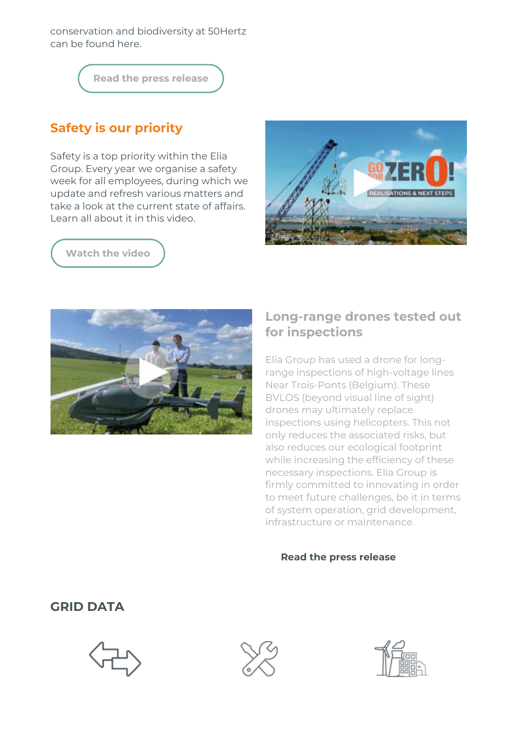conservation and biodiversity at 50Hertz can be found here.

Read the press release

## Safety is our priority

Safety is a top priority within the Elia Group. Every year we organise a safety week for all employees, during which we update and refresh various matters and take a look at the current state of affairs. Learn all about it in this video.

Watch the video

## Long-range drones tested out for inspections

Elia Group has used a drone for long-range inspections of high-voltage lines Near Trois-Ponts (Belgium). These BVLOS (beyond visual line of sight) drones may ultimately replace inspections using helicopters. This not only reduces the associated risks, but also reduces our ecological footprint while increasing the efficiency of these necessary inspections. Elia Group is firmly committed to innovating in order to meet future challenges, be it in terms of system operation, grid development, infrastructure or maintenance.

**Read the press release**

## GRID DATA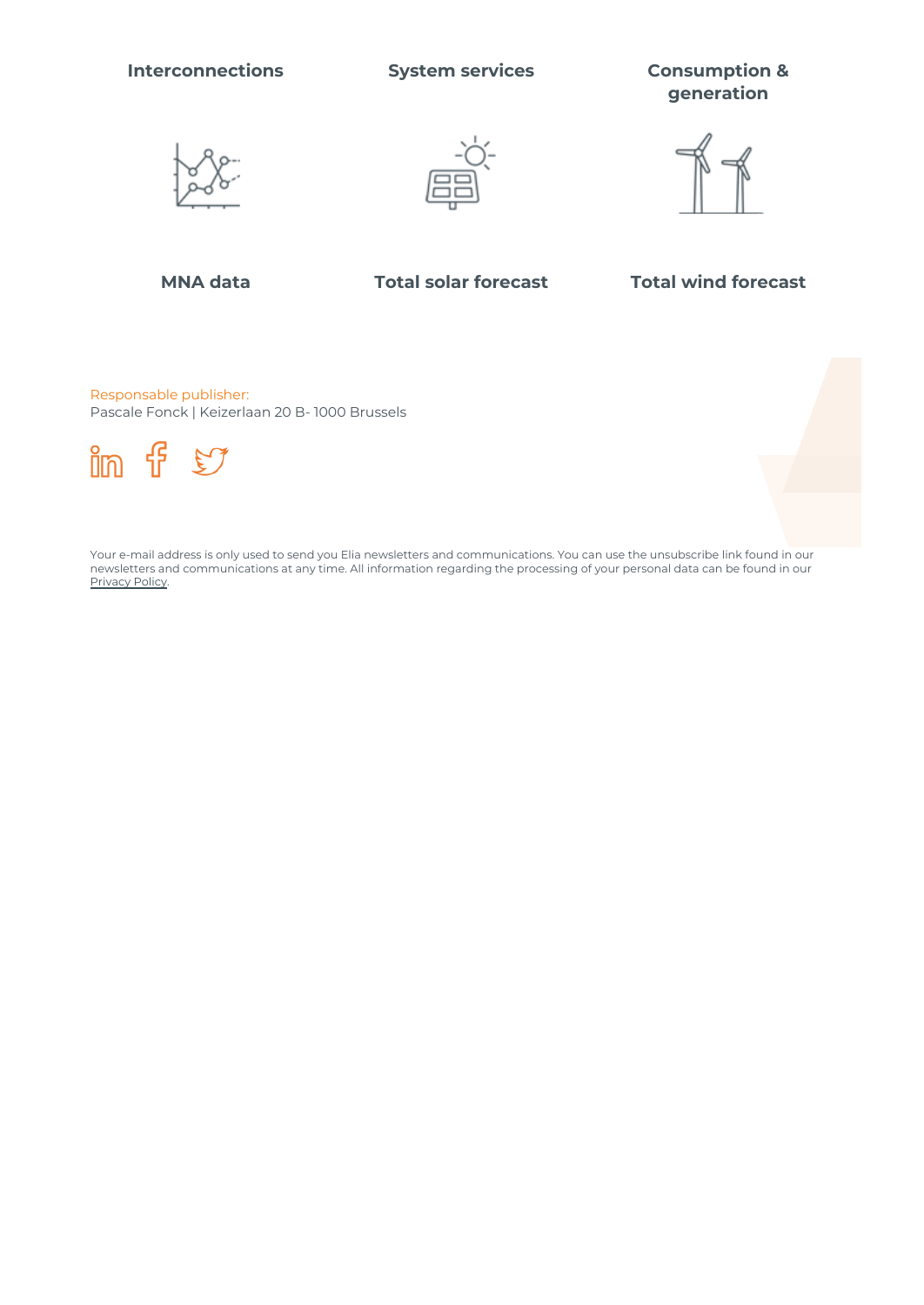**Interconnections**

**System services**

**Consumption & generation**

**MNA data**

**Total solar forecast**

**Total wind forecast**

Responsable publisher:
Pascale Fonck | Keizerlaan 20 B- 1000 Brussels

Your e-mail address is only used to send you Elia newsletters and communications. You can use the unsubscribe link found in our newsletters and communications at any time. All information regarding the processing of your personal data can be found in our Privacy Policy.